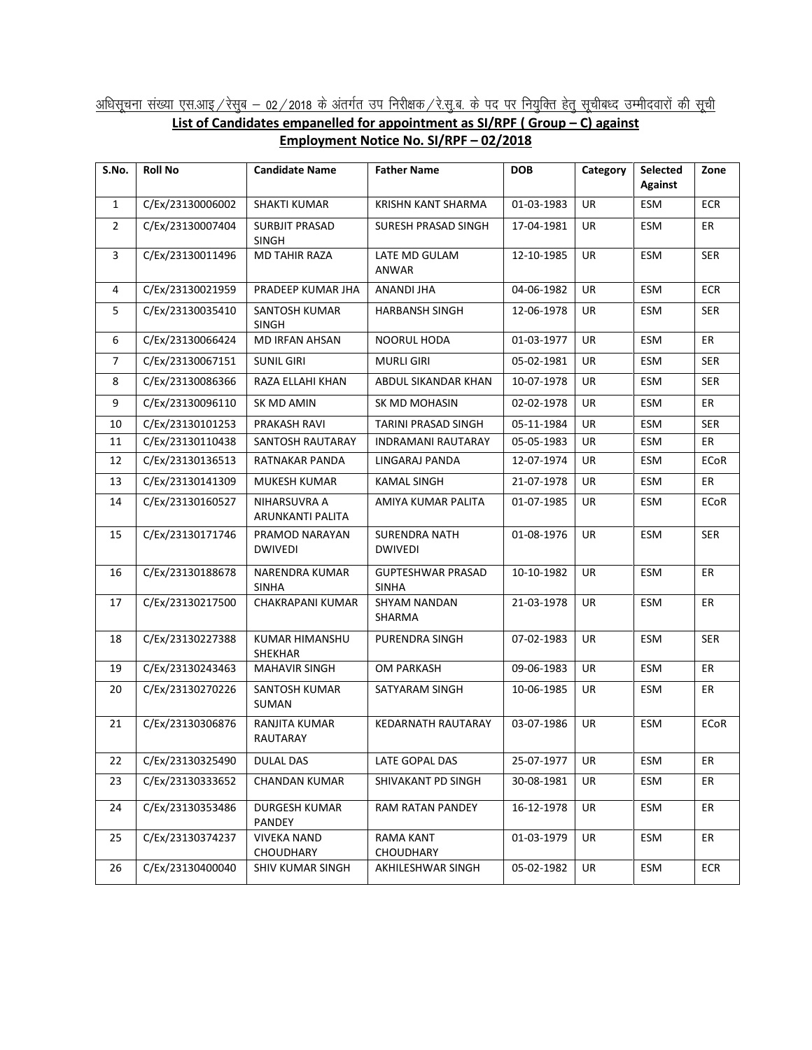अधिसूचना संख्या एस.आइ/रेसुब – 02/2018 के अंतर्गत उप निरीक्षक/रे.सु.ब. के पद पर नियुक्ति हेतु सूचीबध्द उम्मीदवारों की सूची

**List of Candidates empanelled for appointment as SI/RPF ( Group – C) against Employment Notice No. SI/RPF – 02/2018**

| S.No. | Roll No | Candidate Name | Father Name | DOB | Category | Selected Against | Zone |
|---|---|---|---|---|---|---|---|
| 1 | C/Ex/23130006002 | SHAKTI KUMAR | KRISHN KANT SHARMA | 01-03-1983 | UR | ESM | ECR |
| 2 | C/Ex/23130007404 | SURBJIT PRASAD SINGH | SURESH PRASAD SINGH | 17-04-1981 | UR | ESM | ER |
| 3 | C/Ex/23130011496 | MD TAHIR RAZA | LATE MD GULAM ANWAR | 12-10-1985 | UR | ESM | SER |
| 4 | C/Ex/23130021959 | PRADEEP KUMAR JHA | ANANDI JHA | 04-06-1982 | UR | ESM | ECR |
| 5 | C/Ex/23130035410 | SANTOSH KUMAR SINGH | HARBANSH SINGH | 12-06-1978 | UR | ESM | SER |
| 6 | C/Ex/23130066424 | MD IRFAN AHSAN | NOORUL HODA | 01-03-1977 | UR | ESM | ER |
| 7 | C/Ex/23130067151 | SUNIL GIRI | MURLI GIRI | 05-02-1981 | UR | ESM | SER |
| 8 | C/Ex/23130086366 | RAZA ELLAHI KHAN | ABDUL SIKANDAR KHAN | 10-07-1978 | UR | ESM | SER |
| 9 | C/Ex/23130096110 | SK MD AMIN | SK MD MOHASIN | 02-02-1978 | UR | ESM | ER |
| 10 | C/Ex/23130101253 | PRAKASH RAVI | TARINI PRASAD SINGH | 05-11-1984 | UR | ESM | SER |
| 11 | C/Ex/23130110438 | SANTOSH RAUTARAY | INDRAMANI RAUTARAY | 05-05-1983 | UR | ESM | ER |
| 12 | C/Ex/23130136513 | RATNAKAR PANDA | LINGARAJ PANDA | 12-07-1974 | UR | ESM | ECoR |
| 13 | C/Ex/23130141309 | MUKESH KUMAR | KAMAL SINGH | 21-07-1978 | UR | ESM | ER |
| 14 | C/Ex/23130160527 | NIHARSUVRA A ARUNKANTI PALITA | AMIYA KUMAR PALITA | 01-07-1985 | UR | ESM | ECoR |
| 15 | C/Ex/23130171746 | PRAMOD NARAYAN DWIVEDI | SURENDRA NATH DWIVEDI | 01-08-1976 | UR | ESM | SER |
| 16 | C/Ex/23130188678 | NARENDRA KUMAR SINHA | GUPTESHWAR PRASAD SINHA | 10-10-1982 | UR | ESM | ER |
| 17 | C/Ex/23130217500 | CHAKRAPANI KUMAR | SHYAM NANDAN SHARMA | 21-03-1978 | UR | ESM | ER |
| 18 | C/Ex/23130227388 | KUMAR HIMANSHU SHEKHAR | PURENDRA SINGH | 07-02-1983 | UR | ESM | SER |
| 19 | C/Ex/23130243463 | MAHAVIR SINGH | OM PARKASH | 09-06-1983 | UR | ESM | ER |
| 20 | C/Ex/23130270226 | SANTOSH KUMAR SUMAN | SATYARAM SINGH | 10-06-1985 | UR | ESM | ER |
| 21 | C/Ex/23130306876 | RANJITA KUMAR RAUTARAY | KEDARNATH RAUTARAY | 03-07-1986 | UR | ESM | ECoR |
| 22 | C/Ex/23130325490 | DULAL DAS | LATE GOPAL DAS | 25-07-1977 | UR | ESM | ER |
| 23 | C/Ex/23130333652 | CHANDAN KUMAR | SHIVAKANT PD SINGH | 30-08-1981 | UR | ESM | ER |
| 24 | C/Ex/23130353486 | DURGESH KUMAR PANDEY | RAM RATAN PANDEY | 16-12-1978 | UR | ESM | ER |
| 25 | C/Ex/23130374237 | VIVEKA NAND CHOUDHARY | RAMA KANT CHOUDHARY | 01-03-1979 | UR | ESM | ER |
| 26 | C/Ex/23130400040 | SHIV KUMAR SINGH | AKHILESHWAR SINGH | 05-02-1982 | UR | ESM | ECR |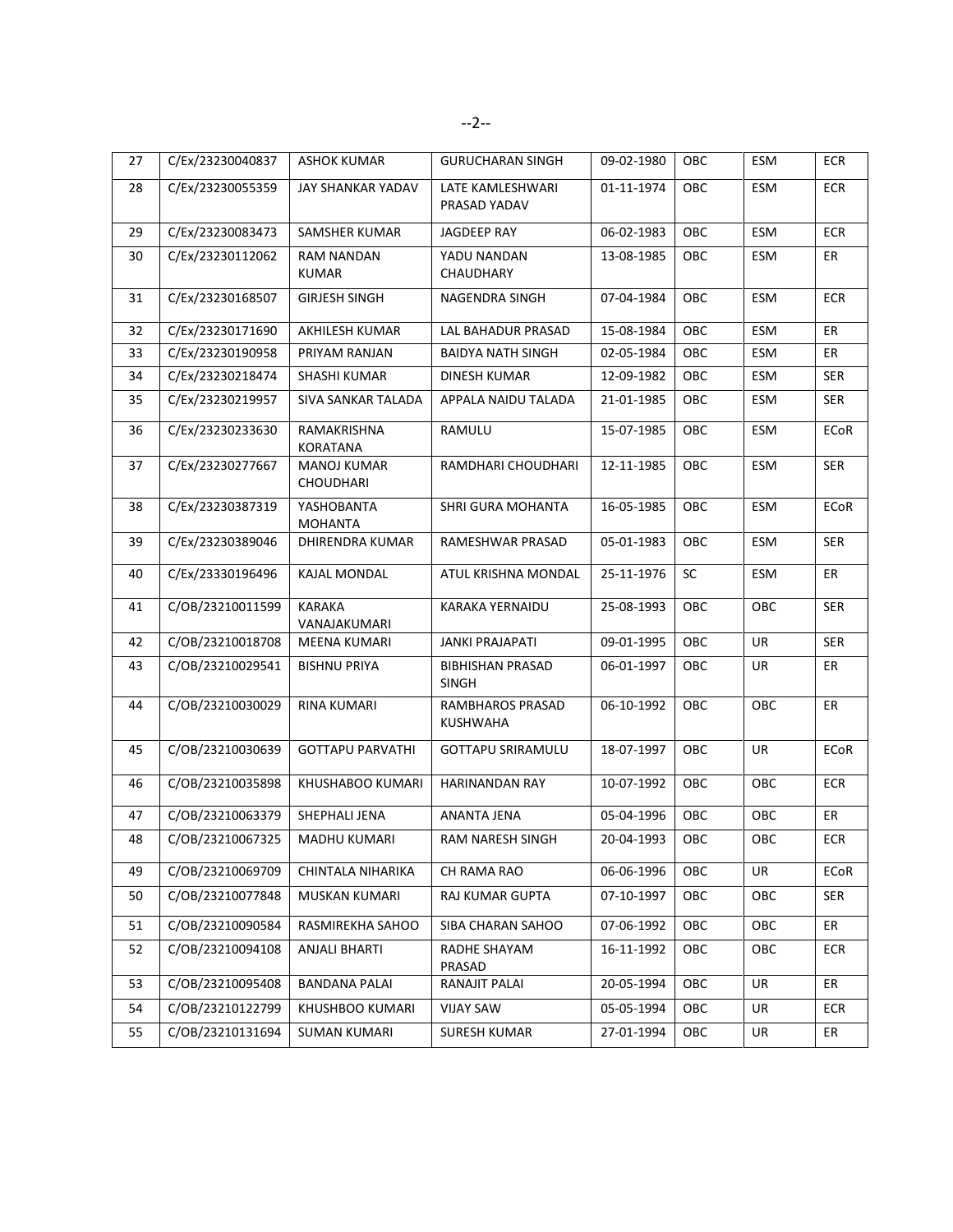| 27 | C/Ex/23230040837 | ASHOK KUMAR | GURUCHARAN SINGH | 09-02-1980 | OBC | ESM | ECR |
|---|---|---|---|---|---|---|---|
| 28 | C/Ex/23230055359 | JAY SHANKAR YADAV | LATE KAMLESHWARI PRASAD YADAV | 01-11-1974 | OBC | ESM | ECR |
| 29 | C/Ex/23230083473 | SAMSHER KUMAR | JAGDEEP RAY | 06-02-1983 | OBC | ESM | ECR |
| 30 | C/Ex/23230112062 | RAM NANDAN KUMAR | YADU NANDAN CHAUDHARY | 13-08-1985 | OBC | ESM | ER |
| 31 | C/Ex/23230168507 | GIRJESH SINGH | NAGENDRA SINGH | 07-04-1984 | OBC | ESM | ECR |
| 32 | C/Ex/23230171690 | AKHILESH KUMAR | LAL BAHADUR PRASAD | 15-08-1984 | OBC | ESM | ER |
| 33 | C/Ex/23230190958 | PRIYAM RANJAN | BAIDYA NATH SINGH | 02-05-1984 | OBC | ESM | ER |
| 34 | C/Ex/23230218474 | SHASHI KUMAR | DINESH KUMAR | 12-09-1982 | OBC | ESM | SER |
| 35 | C/Ex/23230219957 | SIVA SANKAR TALADA | APPALA NAIDU TALADA | 21-01-1985 | OBC | ESM | SER |
| 36 | C/Ex/23230233630 | RAMAKRISHNA KORATANA | RAMULU | 15-07-1985 | OBC | ESM | ECoR |
| 37 | C/Ex/23230277667 | MANOJ KUMAR CHOUDHARI | RAMDHARI CHOUDHARI | 12-11-1985 | OBC | ESM | SER |
| 38 | C/Ex/23230387319 | YASHOBANTA MOHANTA | SHRI GURA MOHANTA | 16-05-1985 | OBC | ESM | ECoR |
| 39 | C/Ex/23230389046 | DHIRENDRA KUMAR | RAMESHWAR PRASAD | 05-01-1983 | OBC | ESM | SER |
| 40 | C/Ex/23330196496 | KAJAL MONDAL | ATUL KRISHNA MONDAL | 25-11-1976 | SC | ESM | ER |
| 41 | C/OB/23210011599 | KARAKA VANAJAKUMARI | KARAKA YERNAIDU | 25-08-1993 | OBC | OBC | SER |
| 42 | C/OB/23210018708 | MEENA KUMARI | JANKI PRAJAPATI | 09-01-1995 | OBC | UR | SER |
| 43 | C/OB/23210029541 | BISHNU PRIYA | BIBHISHAN PRASAD SINGH | 06-01-1997 | OBC | UR | ER |
| 44 | C/OB/23210030029 | RINA KUMARI | RAMBHAROS PRASAD KUSHWAHA | 06-10-1992 | OBC | OBC | ER |
| 45 | C/OB/23210030639 | GOTTAPU PARVATHI | GOTTAPU SRIRAMULU | 18-07-1997 | OBC | UR | ECoR |
| 46 | C/OB/23210035898 | KHUSHABOO KUMARI | HARINANDAN RAY | 10-07-1992 | OBC | OBC | ECR |
| 47 | C/OB/23210063379 | SHEPHALI JENA | ANANTA JENA | 05-04-1996 | OBC | OBC | ER |
| 48 | C/OB/23210067325 | MADHU KUMARI | RAM NARESH SINGH | 20-04-1993 | OBC | OBC | ECR |
| 49 | C/OB/23210069709 | CHINTALA NIHARIKA | CH RAMA RAO | 06-06-1996 | OBC | UR | ECoR |
| 50 | C/OB/23210077848 | MUSKAN KUMARI | RAJ KUMAR GUPTA | 07-10-1997 | OBC | OBC | SER |
| 51 | C/OB/23210090584 | RASMIREKHA SAHOO | SIBA CHARAN SAHOO | 07-06-1992 | OBC | OBC | ER |
| 52 | C/OB/23210094108 | ANJALI BHARTI | RADHE SHAYAM PRASAD | 16-11-1992 | OBC | OBC | ECR |
| 53 | C/OB/23210095408 | BANDANA PALAI | RANAJIT PALAI | 20-05-1994 | OBC | UR | ER |
| 54 | C/OB/23210122799 | KHUSHBOO KUMARI | VIJAY SAW | 05-05-1994 | OBC | UR | ECR |
| 55 | C/OB/23210131694 | SUMAN KUMARI | SURESH KUMAR | 27-01-1994 | OBC | UR | ER |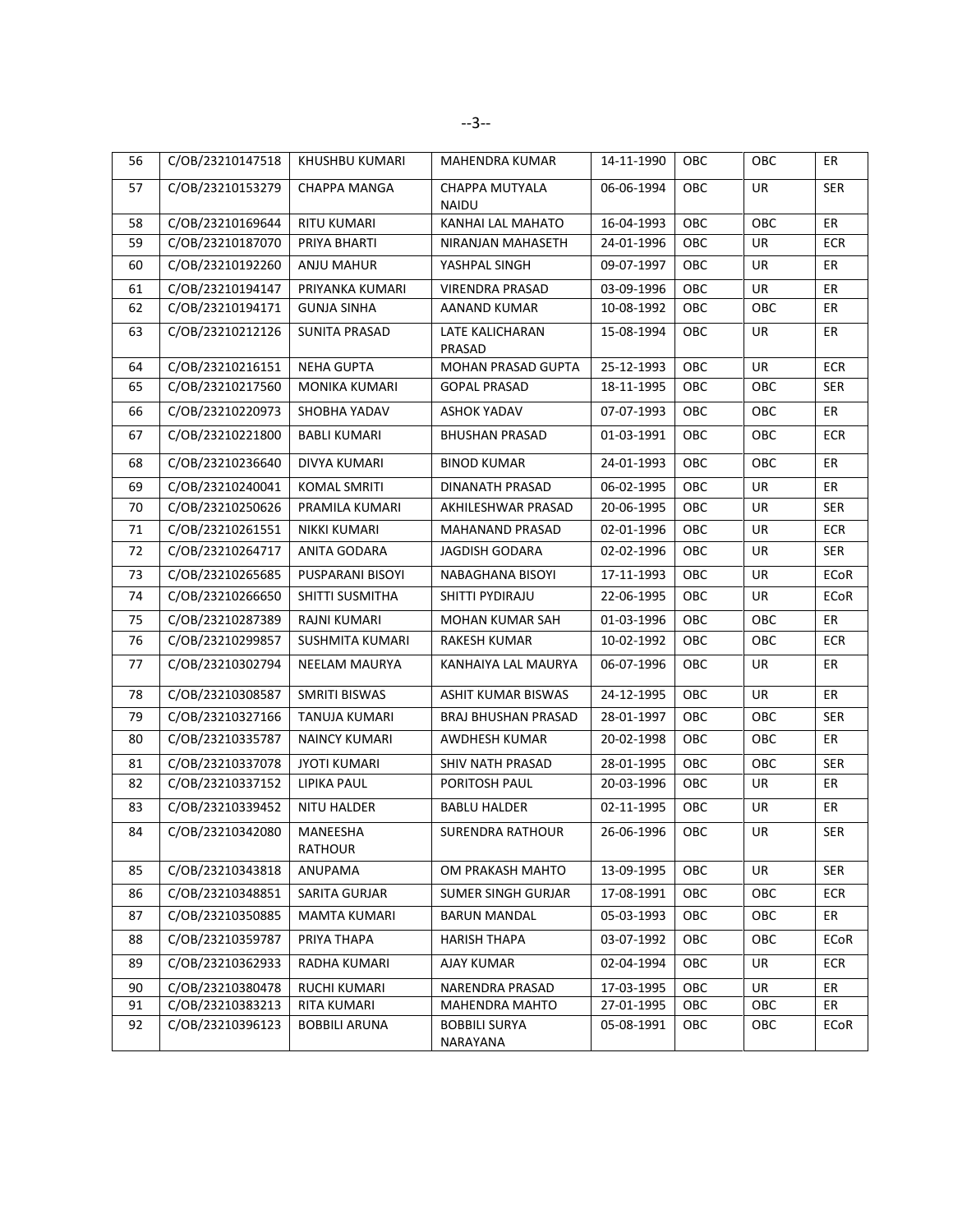| 56 | C/OB/23210147518 | KHUSHBU KUMARI | MAHENDRA KUMAR | 14-11-1990 | OBC | OBC | ER |
|---|---|---|---|---|---|---|---|
| 57 | C/OB/23210153279 | CHAPPA MANGA | CHAPPA MUTYALA NAIDU | 06-06-1994 | OBC | UR | SER |
| 58 | C/OB/23210169644 | RITU KUMARI | KANHAI LAL MAHATO | 16-04-1993 | OBC | OBC | ER |
| 59 | C/OB/23210187070 | PRIYA BHARTI | NIRANJAN MAHASETH | 24-01-1996 | OBC | UR | ECR |
| 60 | C/OB/23210192260 | ANJU MAHUR | YASHPAL SINGH | 09-07-1997 | OBC | UR | ER |
| 61 | C/OB/23210194147 | PRIYANKA KUMARI | VIRENDRA PRASAD | 03-09-1996 | OBC | UR | ER |
| 62 | C/OB/23210194171 | GUNJA SINHA | AANAND KUMAR | 10-08-1992 | OBC | OBC | ER |
| 63 | C/OB/23210212126 | SUNITA PRASAD | LATE KALICHARAN PRASAD | 15-08-1994 | OBC | UR | ER |
| 64 | C/OB/23210216151 | NEHA GUPTA | MOHAN PRASAD GUPTA | 25-12-1993 | OBC | UR | ECR |
| 65 | C/OB/23210217560 | MONIKA KUMARI | GOPAL PRASAD | 18-11-1995 | OBC | OBC | SER |
| 66 | C/OB/23210220973 | SHOBHA YADAV | ASHOK YADAV | 07-07-1993 | OBC | OBC | ER |
| 67 | C/OB/23210221800 | BABLI KUMARI | BHUSHAN PRASAD | 01-03-1991 | OBC | OBC | ECR |
| 68 | C/OB/23210236640 | DIVYA KUMARI | BINOD KUMAR | 24-01-1993 | OBC | OBC | ER |
| 69 | C/OB/23210240041 | KOMAL SMRITI | DINANATH PRASAD | 06-02-1995 | OBC | UR | ER |
| 70 | C/OB/23210250626 | PRAMILA KUMARI | AKHILESHWAR PRASAD | 20-06-1995 | OBC | UR | SER |
| 71 | C/OB/23210261551 | NIKKI KUMARI | MAHANAND PRASAD | 02-01-1996 | OBC | UR | ECR |
| 72 | C/OB/23210264717 | ANITA GODARA | JAGDISH GODARA | 02-02-1996 | OBC | UR | SER |
| 73 | C/OB/23210265685 | PUSPARANI BISOYI | NABAGHANA BISOYI | 17-11-1993 | OBC | UR | ECoR |
| 74 | C/OB/23210266650 | SHITTI SUSMITHA | SHITTI PYDIRAJU | 22-06-1995 | OBC | UR | ECoR |
| 75 | C/OB/23210287389 | RAJNI KUMARI | MOHAN KUMAR SAH | 01-03-1996 | OBC | OBC | ER |
| 76 | C/OB/23210299857 | SUSHMITA KUMARI | RAKESH KUMAR | 10-02-1992 | OBC | OBC | ECR |
| 77 | C/OB/23210302794 | NEELAM MAURYA | KANHAIYA LAL MAURYA | 06-07-1996 | OBC | UR | ER |
| 78 | C/OB/23210308587 | SMRITI BISWAS | ASHIT KUMAR BISWAS | 24-12-1995 | OBC | UR | ER |
| 79 | C/OB/23210327166 | TANUJA KUMARI | BRAJ BHUSHAN PRASAD | 28-01-1997 | OBC | OBC | SER |
| 80 | C/OB/23210335787 | NAINCY KUMARI | AWDHESH KUMAR | 20-02-1998 | OBC | OBC | ER |
| 81 | C/OB/23210337078 | JYOTI KUMARI | SHIV NATH PRASAD | 28-01-1995 | OBC | OBC | SER |
| 82 | C/OB/23210337152 | LIPIKA PAUL | PORITOSH PAUL | 20-03-1996 | OBC | UR | ER |
| 83 | C/OB/23210339452 | NITU HALDER | BABLU HALDER | 02-11-1995 | OBC | UR | ER |
| 84 | C/OB/23210342080 | MANEESHA RATHOUR | SURENDRA RATHOUR | 26-06-1996 | OBC | UR | SER |
| 85 | C/OB/23210343818 | ANUPAMA | OM PRAKASH MAHTO | 13-09-1995 | OBC | UR | SER |
| 86 | C/OB/23210348851 | SARITA GURJAR | SUMER SINGH GURJAR | 17-08-1991 | OBC | OBC | ECR |
| 87 | C/OB/23210350885 | MAMTA KUMARI | BARUN MANDAL | 05-03-1993 | OBC | OBC | ER |
| 88 | C/OB/23210359787 | PRIYA THAPA | HARISH THAPA | 03-07-1992 | OBC | OBC | ECoR |
| 89 | C/OB/23210362933 | RADHA KUMARI | AJAY KUMAR | 02-04-1994 | OBC | UR | ECR |
| 90 | C/OB/23210380478 | RUCHI KUMARI | NARENDRA PRASAD | 17-03-1995 | OBC | UR | ER |
| 91 | C/OB/23210383213 | RITA KUMARI | MAHENDRA MAHTO | 27-01-1995 | OBC | OBC | ER |
| 92 | C/OB/23210396123 | BOBBILI ARUNA | BOBBILI SURYA NARAYANA | 05-08-1991 | OBC | OBC | ECoR |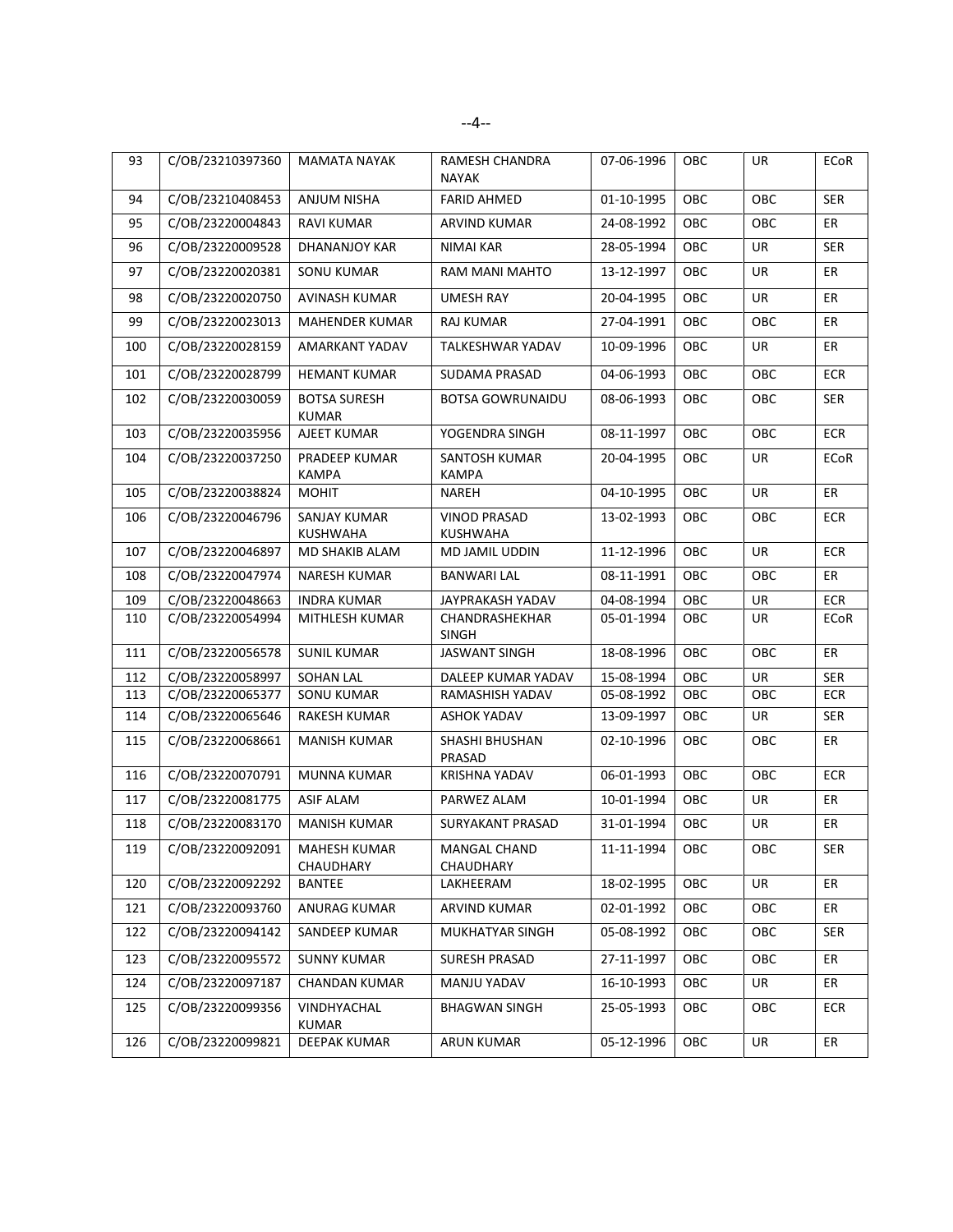| 93 | C/OB/23210397360 | MAMATA NAYAK | RAMESH CHANDRA NAYAK | 07-06-1996 | OBC | UR | ECoR |
|---|---|---|---|---|---|---|---|
| 94 | C/OB/23210408453 | ANJUM NISHA | FARID AHMED | 01-10-1995 | OBC | OBC | SER |
| 95 | C/OB/23220004843 | RAVI KUMAR | ARVIND KUMAR | 24-08-1992 | OBC | OBC | ER |
| 96 | C/OB/23220009528 | DHANANJOY KAR | NIMAI KAR | 28-05-1994 | OBC | UR | SER |
| 97 | C/OB/23220020381 | SONU KUMAR | RAM MANI MAHTO | 13-12-1997 | OBC | UR | ER |
| 98 | C/OB/23220020750 | AVINASH KUMAR | UMESH RAY | 20-04-1995 | OBC | UR | ER |
| 99 | C/OB/23220023013 | MAHENDER KUMAR | RAJ KUMAR | 27-04-1991 | OBC | OBC | ER |
| 100 | C/OB/23220028159 | AMARKANT YADAV | TALKESHWAR YADAV | 10-09-1996 | OBC | UR | ER |
| 101 | C/OB/23220028799 | HEMANT KUMAR | SUDAMA PRASAD | 04-06-1993 | OBC | OBC | ECR |
| 102 | C/OB/23220030059 | BOTSA SURESH KUMAR | BOTSA GOWRUNAIDU | 08-06-1993 | OBC | OBC | SER |
| 103 | C/OB/23220035956 | AJEET KUMAR | YOGENDRA SINGH | 08-11-1997 | OBC | OBC | ECR |
| 104 | C/OB/23220037250 | PRADEEP KUMAR KAMPA | SANTOSH KUMAR KAMPA | 20-04-1995 | OBC | UR | ECoR |
| 105 | C/OB/23220038824 | MOHIT | NAREH | 04-10-1995 | OBC | UR | ER |
| 106 | C/OB/23220046796 | SANJAY KUMAR KUSHWAHA | VINOD PRASAD KUSHWAHA | 13-02-1993 | OBC | OBC | ECR |
| 107 | C/OB/23220046897 | MD SHAKIB ALAM | MD JAMIL UDDIN | 11-12-1996 | OBC | UR | ECR |
| 108 | C/OB/23220047974 | NARESH KUMAR | BANWARI LAL | 08-11-1991 | OBC | OBC | ER |
| 109 | C/OB/23220048663 | INDRA KUMAR | JAYPRAKASH YADAV | 04-08-1994 | OBC | UR | ECR |
| 110 | C/OB/23220054994 | MITHLESH KUMAR | CHANDRASHEKHAR SINGH | 05-01-1994 | OBC | UR | ECoR |
| 111 | C/OB/23220056578 | SUNIL KUMAR | JASWANT SINGH | 18-08-1996 | OBC | OBC | ER |
| 112 | C/OB/23220058997 | SOHAN LAL | DALEEP KUMAR YADAV | 15-08-1994 | OBC | UR | SER |
| 113 | C/OB/23220065377 | SONU KUMAR | RAMASHISH YADAV | 05-08-1992 | OBC | OBC | ECR |
| 114 | C/OB/23220065646 | RAKESH KUMAR | ASHOK YADAV | 13-09-1997 | OBC | UR | SER |
| 115 | C/OB/23220068661 | MANISH KUMAR | SHASHI BHUSHAN PRASAD | 02-10-1996 | OBC | OBC | ER |
| 116 | C/OB/23220070791 | MUNNA KUMAR | KRISHNA YADAV | 06-01-1993 | OBC | OBC | ECR |
| 117 | C/OB/23220081775 | ASIF ALAM | PARWEZ ALAM | 10-01-1994 | OBC | UR | ER |
| 118 | C/OB/23220083170 | MANISH KUMAR | SURYAKANT PRASAD | 31-01-1994 | OBC | UR | ER |
| 119 | C/OB/23220092091 | MAHESH KUMAR CHAUDHARY | MANGAL CHAND CHAUDHARY | 11-11-1994 | OBC | OBC | SER |
| 120 | C/OB/23220092292 | BANTEE | LAKHEERAM | 18-02-1995 | OBC | UR | ER |
| 121 | C/OB/23220093760 | ANURAG KUMAR | ARVIND KUMAR | 02-01-1992 | OBC | OBC | ER |
| 122 | C/OB/23220094142 | SANDEEP KUMAR | MUKHATYAR SINGH | 05-08-1992 | OBC | OBC | SER |
| 123 | C/OB/23220095572 | SUNNY KUMAR | SURESH PRASAD | 27-11-1997 | OBC | OBC | ER |
| 124 | C/OB/23220097187 | CHANDAN KUMAR | MANJU YADAV | 16-10-1993 | OBC | UR | ER |
| 125 | C/OB/23220099356 | VINDHYACHAL KUMAR | BHAGWAN SINGH | 25-05-1993 | OBC | OBC | ECR |
| 126 | C/OB/23220099821 | DEEPAK KUMAR | ARUN KUMAR | 05-12-1996 | OBC | UR | ER |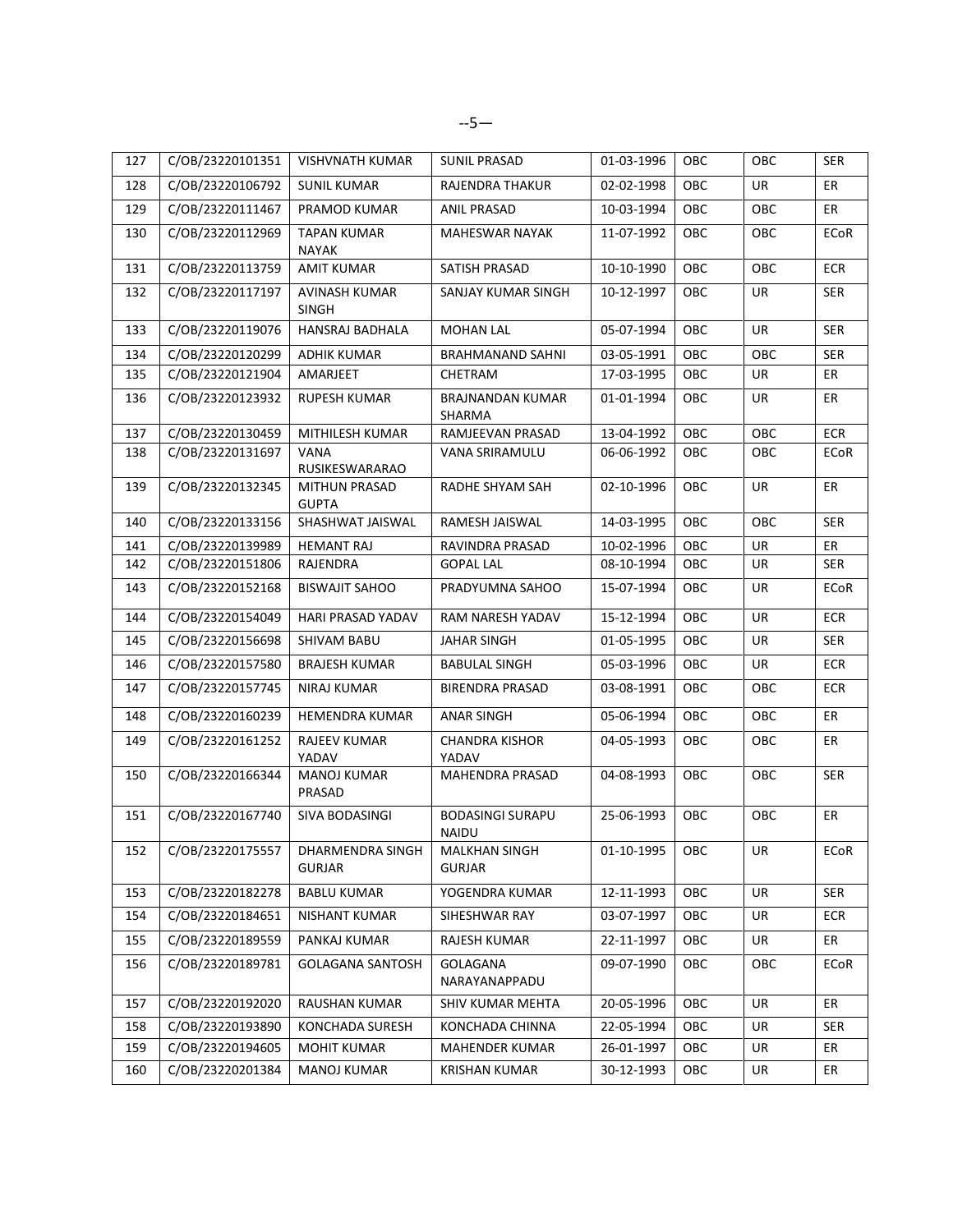| 127 | C/OB/23220101351 | VISHVNATH KUMAR | SUNIL PRASAD | 01-03-1996 | OBC | OBC | SER |
|---|---|---|---|---|---|---|---|
| 128 | C/OB/23220106792 | SUNIL KUMAR | RAJENDRA THAKUR | 02-02-1998 | OBC | UR | ER |
| 129 | C/OB/23220111467 | PRAMOD KUMAR | ANIL PRASAD | 10-03-1994 | OBC | OBC | ER |
| 130 | C/OB/23220112969 | TAPAN KUMAR NAYAK | MAHESWAR NAYAK | 11-07-1992 | OBC | OBC | ECoR |
| 131 | C/OB/23220113759 | AMIT KUMAR | SATISH PRASAD | 10-10-1990 | OBC | OBC | ECR |
| 132 | C/OB/23220117197 | AVINASH KUMAR SINGH | SANJAY KUMAR SINGH | 10-12-1997 | OBC | UR | SER |
| 133 | C/OB/23220119076 | HANSRAJ BADHALA | MOHAN LAL | 05-07-1994 | OBC | UR | SER |
| 134 | C/OB/23220120299 | ADHIK KUMAR | BRAHMANAND SAHNI | 03-05-1991 | OBC | OBC | SER |
| 135 | C/OB/23220121904 | AMARJEET | CHETRAM | 17-03-1995 | OBC | UR | ER |
| 136 | C/OB/23220123932 | RUPESH KUMAR | BRAJNANDAN KUMAR SHARMA | 01-01-1994 | OBC | UR | ER |
| 137 | C/OB/23220130459 | MITHILESH KUMAR | RAMJEEVAN PRASAD | 13-04-1992 | OBC | OBC | ECR |
| 138 | C/OB/23220131697 | VANA RUSIKESWARARAO | VANA SRIRAMULU | 06-06-1992 | OBC | OBC | ECoR |
| 139 | C/OB/23220132345 | MITHUN PRASAD GUPTA | RADHE SHYAM SAH | 02-10-1996 | OBC | UR | ER |
| 140 | C/OB/23220133156 | SHASHWAT JAISWAL | RAMESH JAISWAL | 14-03-1995 | OBC | OBC | SER |
| 141 | C/OB/23220139989 | HEMANT RAJ | RAVINDRA PRASAD | 10-02-1996 | OBC | UR | ER |
| 142 | C/OB/23220151806 | RAJENDRA | GOPAL LAL | 08-10-1994 | OBC | UR | SER |
| 143 | C/OB/23220152168 | BISWAJIT SAHOO | PRADYUMNA SAHOO | 15-07-1994 | OBC | UR | ECoR |
| 144 | C/OB/23220154049 | HARI PRASAD YADAV | RAM NARESH YADAV | 15-12-1994 | OBC | UR | ECR |
| 145 | C/OB/23220156698 | SHIVAM BABU | JAHAR SINGH | 01-05-1995 | OBC | UR | SER |
| 146 | C/OB/23220157580 | BRAJESH KUMAR | BABULAL SINGH | 05-03-1996 | OBC | UR | ECR |
| 147 | C/OB/23220157745 | NIRAJ KUMAR | BIRENDRA PRASAD | 03-08-1991 | OBC | OBC | ECR |
| 148 | C/OB/23220160239 | HEMENDRA KUMAR | ANAR SINGH | 05-06-1994 | OBC | OBC | ER |
| 149 | C/OB/23220161252 | RAJEEV KUMAR YADAV | CHANDRA KISHOR YADAV | 04-05-1993 | OBC | OBC | ER |
| 150 | C/OB/23220166344 | MANOJ KUMAR PRASAD | MAHENDRA PRASAD | 04-08-1993 | OBC | OBC | SER |
| 151 | C/OB/23220167740 | SIVA BODASINGI | BODASINGI SURAPU NAIDU | 25-06-1993 | OBC | OBC | ER |
| 152 | C/OB/23220175557 | DHARMENDRA SINGH GURJAR | MALKHAN SINGH GURJAR | 01-10-1995 | OBC | UR | ECoR |
| 153 | C/OB/23220182278 | BABLU KUMAR | YOGENDRA KUMAR | 12-11-1993 | OBC | UR | SER |
| 154 | C/OB/23220184651 | NISHANT KUMAR | SIHESHWAR RAY | 03-07-1997 | OBC | UR | ECR |
| 155 | C/OB/23220189559 | PANKAJ KUMAR | RAJESH KUMAR | 22-11-1997 | OBC | UR | ER |
| 156 | C/OB/23220189781 | GOLAGANA SANTOSH | GOLAGANA NARAYANAPPADU | 09-07-1990 | OBC | OBC | ECoR |
| 157 | C/OB/23220192020 | RAUSHAN KUMAR | SHIV KUMAR MEHTA | 20-05-1996 | OBC | UR | ER |
| 158 | C/OB/23220193890 | KONCHADA SURESH | KONCHADA CHINNA | 22-05-1994 | OBC | UR | SER |
| 159 | C/OB/23220194605 | MOHIT KUMAR | MAHENDER KUMAR | 26-01-1997 | OBC | UR | ER |
| 160 | C/OB/23220201384 | MANOJ KUMAR | KRISHAN KUMAR | 30-12-1993 | OBC | UR | ER |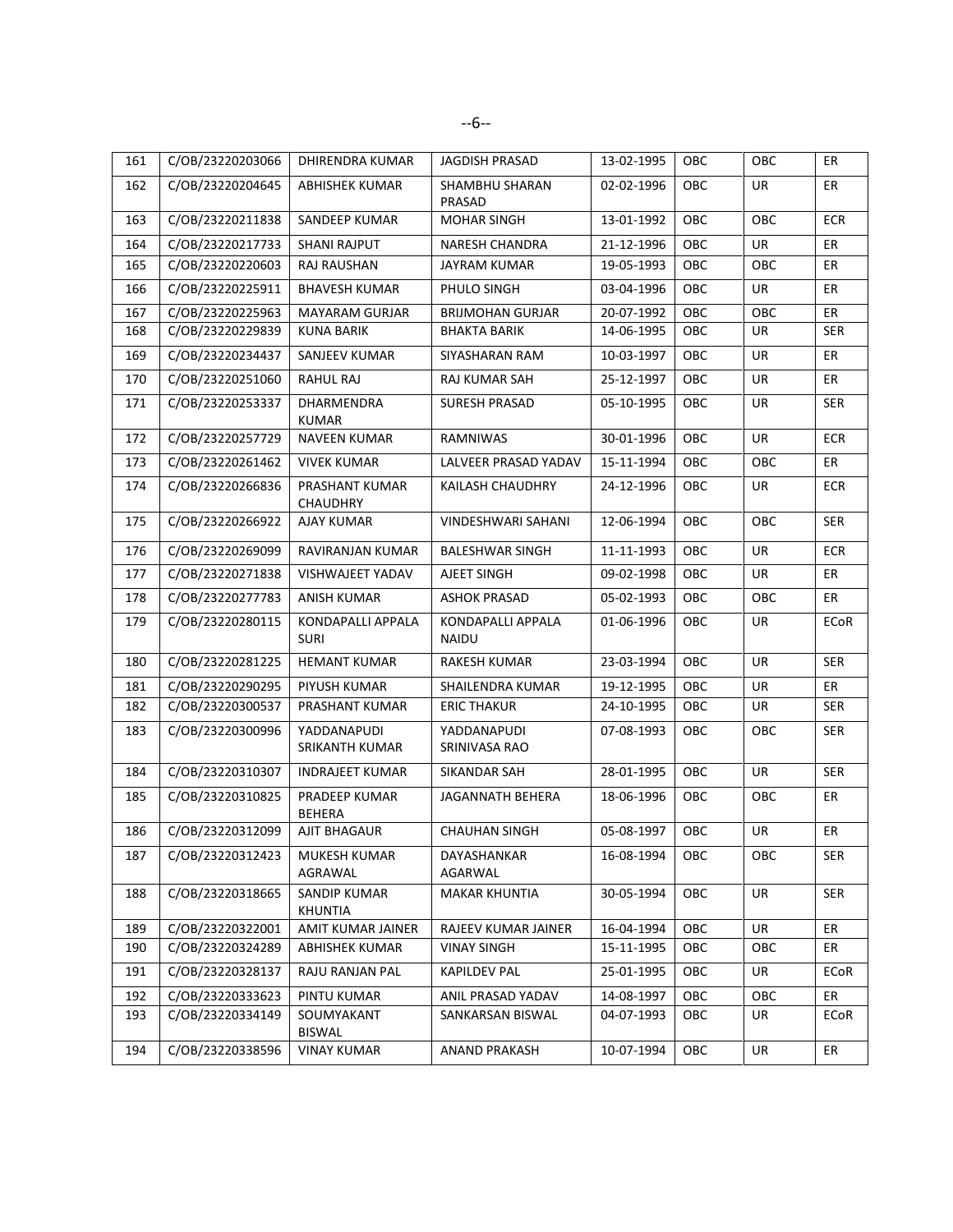| 161 | C/OB/23220203066 | DHIRENDRA KUMAR | JAGDISH PRASAD | 13-02-1995 | OBC | OBC | ER |
|---|---|---|---|---|---|---|---|
| 162 | C/OB/23220204645 | ABHISHEK KUMAR | SHAMBHU SHARAN PRASAD | 02-02-1996 | OBC | UR | ER |
| 163 | C/OB/23220211838 | SANDEEP KUMAR | MOHAR SINGH | 13-01-1992 | OBC | OBC | ECR |
| 164 | C/OB/23220217733 | SHANI RAJPUT | NARESH CHANDRA | 21-12-1996 | OBC | UR | ER |
| 165 | C/OB/23220220603 | RAJ RAUSHAN | JAYRAM KUMAR | 19-05-1993 | OBC | OBC | ER |
| 166 | C/OB/23220225911 | BHAVESH KUMAR | PHULO SINGH | 03-04-1996 | OBC | UR | ER |
| 167 | C/OB/23220225963 | MAYARAM GURJAR | BRIJMOHAN GURJAR | 20-07-1992 | OBC | OBC | ER |
| 168 | C/OB/23220229839 | KUNA BARIK | BHAKTA BARIK | 14-06-1995 | OBC | UR | SER |
| 169 | C/OB/23220234437 | SANJEEV KUMAR | SIYASHARAN RAM | 10-03-1997 | OBC | UR | ER |
| 170 | C/OB/23220251060 | RAHUL RAJ | RAJ KUMAR SAH | 25-12-1997 | OBC | UR | ER |
| 171 | C/OB/23220253337 | DHARMENDRA KUMAR | SURESH PRASAD | 05-10-1995 | OBC | UR | SER |
| 172 | C/OB/23220257729 | NAVEEN KUMAR | RAMNIWAS | 30-01-1996 | OBC | UR | ECR |
| 173 | C/OB/23220261462 | VIVEK KUMAR | LALVEER PRASAD YADAV | 15-11-1994 | OBC | OBC | ER |
| 174 | C/OB/23220266836 | PRASHANT KUMAR CHAUDHRY | KAILASH CHAUDHRY | 24-12-1996 | OBC | UR | ECR |
| 175 | C/OB/23220266922 | AJAY KUMAR | VINDESHWARI SAHANI | 12-06-1994 | OBC | OBC | SER |
| 176 | C/OB/23220269099 | RAVIRANJAN KUMAR | BALESHWAR SINGH | 11-11-1993 | OBC | UR | ECR |
| 177 | C/OB/23220271838 | VISHWAJEET YADAV | AJEET SINGH | 09-02-1998 | OBC | UR | ER |
| 178 | C/OB/23220277783 | ANISH KUMAR | ASHOK PRASAD | 05-02-1993 | OBC | OBC | ER |
| 179 | C/OB/23220280115 | KONDAPALLI APPALA SURI | KONDAPALLI APPALA NAIDU | 01-06-1996 | OBC | UR | ECoR |
| 180 | C/OB/23220281225 | HEMANT KUMAR | RAKESH KUMAR | 23-03-1994 | OBC | UR | SER |
| 181 | C/OB/23220290295 | PIYUSH KUMAR | SHAILENDRA KUMAR | 19-12-1995 | OBC | UR | ER |
| 182 | C/OB/23220300537 | PRASHANT KUMAR | ERIC THAKUR | 24-10-1995 | OBC | UR | SER |
| 183 | C/OB/23220300996 | YADDANAPUDI SRIKANTH KUMAR | YADDANAPUDI SRINIVASA RAO | 07-08-1993 | OBC | OBC | SER |
| 184 | C/OB/23220310307 | INDRAJEET KUMAR | SIKANDAR SAH | 28-01-1995 | OBC | UR | SER |
| 185 | C/OB/23220310825 | PRADEEP KUMAR BEHERA | JAGANNATH BEHERA | 18-06-1996 | OBC | OBC | ER |
| 186 | C/OB/23220312099 | AJIT BHAGAUR | CHAUHAN SINGH | 05-08-1997 | OBC | UR | ER |
| 187 | C/OB/23220312423 | MUKESH KUMAR AGRAWAL | DAYASHANKAR AGARWAL | 16-08-1994 | OBC | OBC | SER |
| 188 | C/OB/23220318665 | SANDIP KUMAR KHUNTIA | MAKAR KHUNTIA | 30-05-1994 | OBC | UR | SER |
| 189 | C/OB/23220322001 | AMIT KUMAR JAINER | RAJEEV KUMAR JAINER | 16-04-1994 | OBC | UR | ER |
| 190 | C/OB/23220324289 | ABHISHEK KUMAR | VINAY SINGH | 15-11-1995 | OBC | OBC | ER |
| 191 | C/OB/23220328137 | RAJU RANJAN PAL | KAPILDEV PAL | 25-01-1995 | OBC | UR | ECoR |
| 192 | C/OB/23220333623 | PINTU KUMAR | ANIL PRASAD YADAV | 14-08-1997 | OBC | OBC | ER |
| 193 | C/OB/23220334149 | SOUMYAKANT BISWAL | SANKARSAN BISWAL | 04-07-1993 | OBC | UR | ECoR |
| 194 | C/OB/23220338596 | VINAY KUMAR | ANAND PRAKASH | 10-07-1994 | OBC | UR | ER |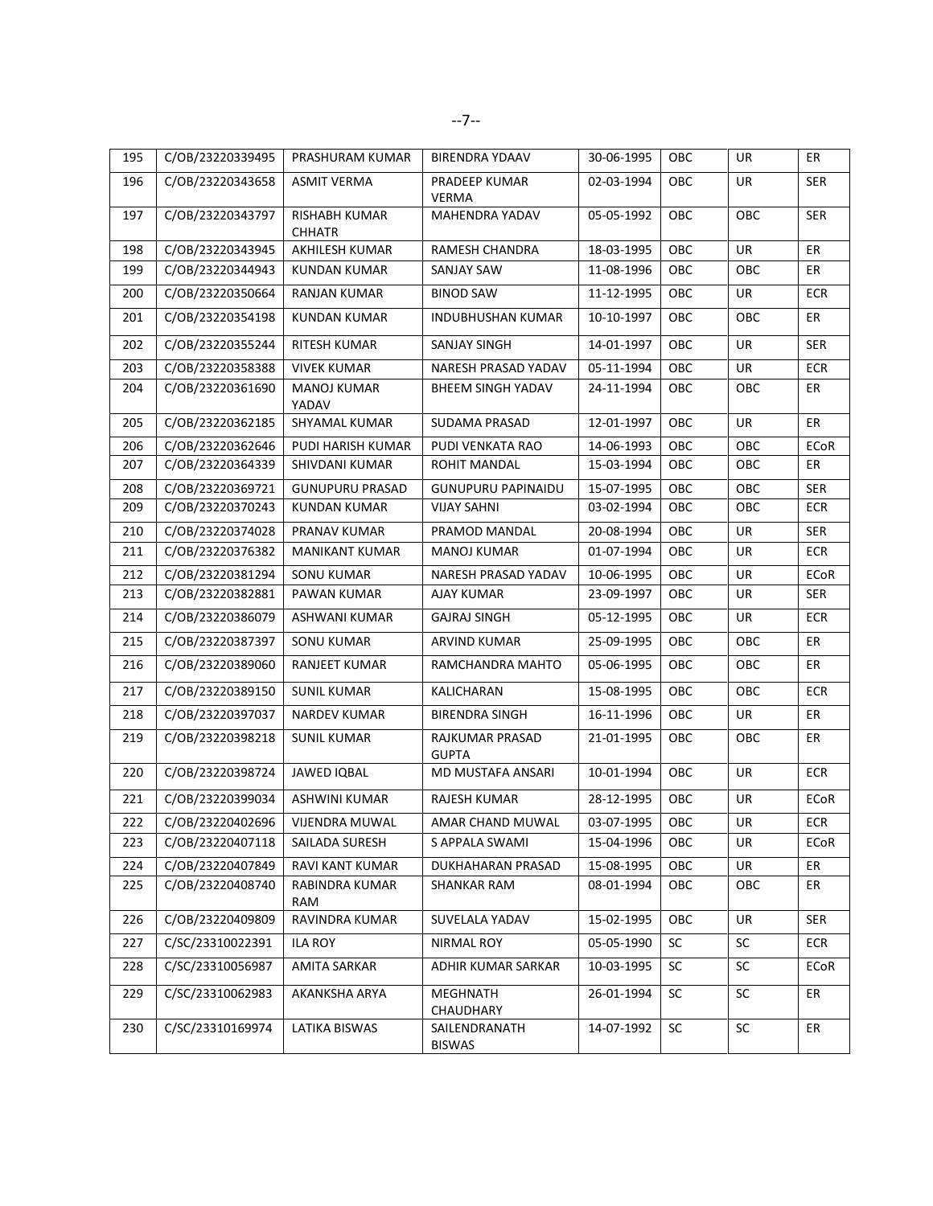| 195 | C/OB/23220339495 | PRASHURAM KUMAR | BIRENDRA YDAAV | 30-06-1995 | OBC | UR | ER |
|---|---|---|---|---|---|---|---|
| 196 | C/OB/23220343658 | ASMIT VERMA | PRADEEP KUMAR VERMA | 02-03-1994 | OBC | UR | SER |
| 197 | C/OB/23220343797 | RISHABH KUMAR CHHATR | MAHENDRA YADAV | 05-05-1992 | OBC | OBC | SER |
| 198 | C/OB/23220343945 | AKHILESH KUMAR | RAMESH CHANDRA | 18-03-1995 | OBC | UR | ER |
| 199 | C/OB/23220344943 | KUNDAN KUMAR | SANJAY SAW | 11-08-1996 | OBC | OBC | ER |
| 200 | C/OB/23220350664 | RANJAN KUMAR | BINOD SAW | 11-12-1995 | OBC | UR | ECR |
| 201 | C/OB/23220354198 | KUNDAN KUMAR | INDUBHUSHAN KUMAR | 10-10-1997 | OBC | OBC | ER |
| 202 | C/OB/23220355244 | RITESH KUMAR | SANJAY SINGH | 14-01-1997 | OBC | UR | SER |
| 203 | C/OB/23220358388 | VIVEK KUMAR | NARESH PRASAD YADAV | 05-11-1994 | OBC | UR | ECR |
| 204 | C/OB/23220361690 | MANOJ KUMAR YADAV | BHEEM SINGH YADAV | 24-11-1994 | OBC | OBC | ER |
| 205 | C/OB/23220362185 | SHYAMAL KUMAR | SUDAMA PRASAD | 12-01-1997 | OBC | UR | ER |
| 206 | C/OB/23220362646 | PUDI HARISH KUMAR | PUDI VENKATA RAO | 14-06-1993 | OBC | OBC | ECoR |
| 207 | C/OB/23220364339 | SHIVDANI KUMAR | ROHIT MANDAL | 15-03-1994 | OBC | OBC | ER |
| 208 | C/OB/23220369721 | GUNUPURU PRASAD | GUNUPURU PAPINAIDU | 15-07-1995 | OBC | OBC | SER |
| 209 | C/OB/23220370243 | KUNDAN KUMAR | VIJAY SAHNI | 03-02-1994 | OBC | OBC | ECR |
| 210 | C/OB/23220374028 | PRANAV KUMAR | PRAMOD MANDAL | 20-08-1994 | OBC | UR | SER |
| 211 | C/OB/23220376382 | MANIKANT KUMAR | MANOJ KUMAR | 01-07-1994 | OBC | UR | ECR |
| 212 | C/OB/23220381294 | SONU KUMAR | NARESH PRASAD YADAV | 10-06-1995 | OBC | UR | ECoR |
| 213 | C/OB/23220382881 | PAWAN KUMAR | AJAY KUMAR | 23-09-1997 | OBC | UR | SER |
| 214 | C/OB/23220386079 | ASHWANI KUMAR | GAJRAJ SINGH | 05-12-1995 | OBC | UR | ECR |
| 215 | C/OB/23220387397 | SONU KUMAR | ARVIND KUMAR | 25-09-1995 | OBC | OBC | ER |
| 216 | C/OB/23220389060 | RANJEET KUMAR | RAMCHANDRA MAHTO | 05-06-1995 | OBC | OBC | ER |
| 217 | C/OB/23220389150 | SUNIL KUMAR | KALICHARAN | 15-08-1995 | OBC | OBC | ECR |
| 218 | C/OB/23220397037 | NARDEV KUMAR | BIRENDRA SINGH | 16-11-1996 | OBC | UR | ER |
| 219 | C/OB/23220398218 | SUNIL KUMAR | RAJKUMAR PRASAD GUPTA | 21-01-1995 | OBC | OBC | ER |
| 220 | C/OB/23220398724 | JAWED IQBAL | MD MUSTAFA ANSARI | 10-01-1994 | OBC | UR | ECR |
| 221 | C/OB/23220399034 | ASHWINI KUMAR | RAJESH KUMAR | 28-12-1995 | OBC | UR | ECoR |
| 222 | C/OB/23220402696 | VIJENDRA MUWAL | AMAR CHAND MUWAL | 03-07-1995 | OBC | UR | ECR |
| 223 | C/OB/23220407118 | SAILADA SURESH | S APPALA SWAMI | 15-04-1996 | OBC | UR | ECoR |
| 224 | C/OB/23220407849 | RAVI KANT KUMAR | DUKHAHARAN PRASAD | 15-08-1995 | OBC | UR | ER |
| 225 | C/OB/23220408740 | RABINDRA KUMAR RAM | SHANKAR RAM | 08-01-1994 | OBC | OBC | ER |
| 226 | C/OB/23220409809 | RAVINDRA KUMAR | SUVELALA YADAV | 15-02-1995 | OBC | UR | SER |
| 227 | C/SC/23310022391 | ILA ROY | NIRMAL ROY | 05-05-1990 | SC | SC | ECR |
| 228 | C/SC/23310056987 | AMITA SARKAR | ADHIR KUMAR SARKAR | 10-03-1995 | SC | SC | ECoR |
| 229 | C/SC/23310062983 | AKANKSHA ARYA | MEGHNATH CHAUDHARY | 26-01-1994 | SC | SC | ER |
| 230 | C/SC/23310169974 | LATIKA BISWAS | SAILENDRANATH BISWAS | 14-07-1992 | SC | SC | ER |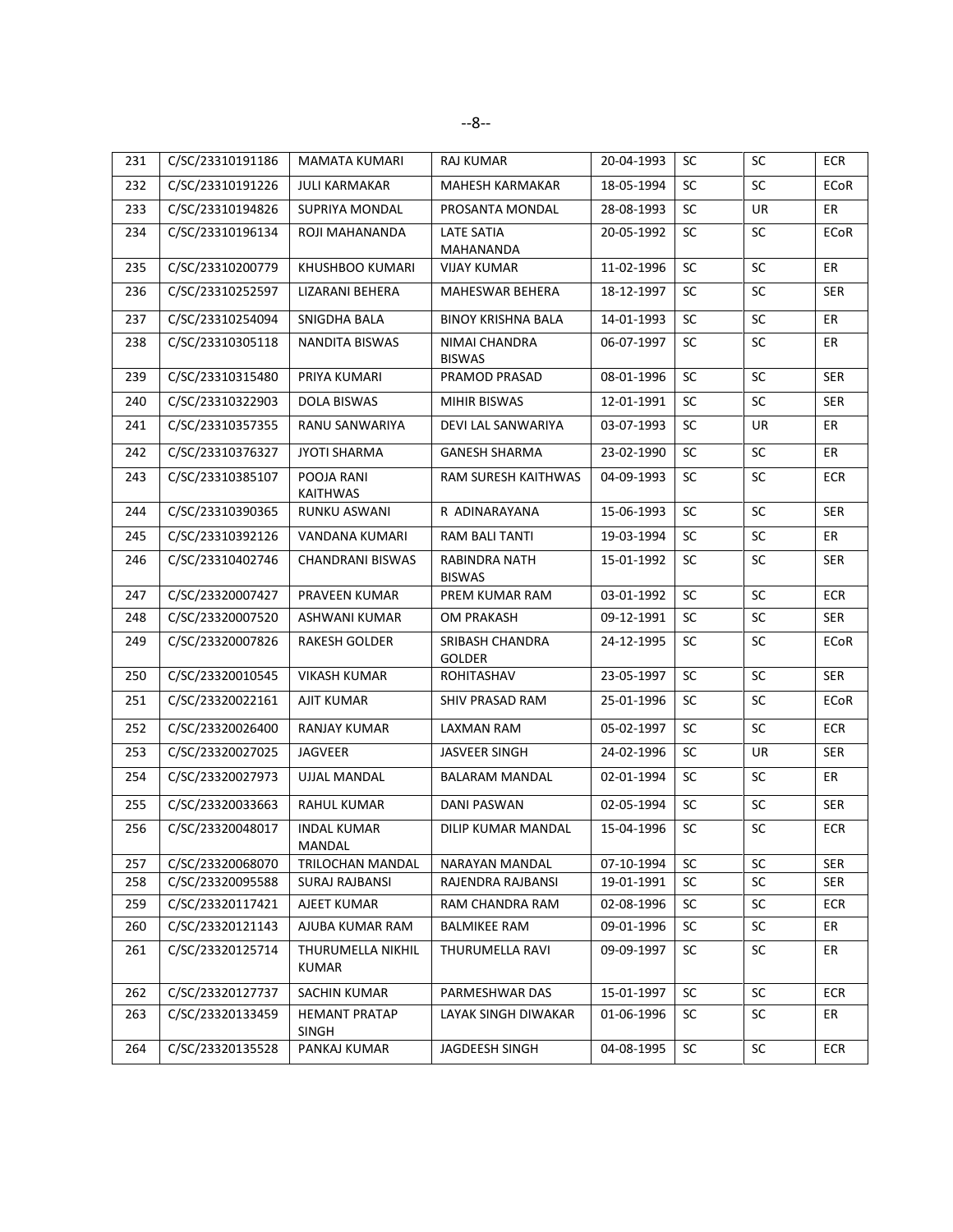| 231 | C/SC/23310191186 | MAMATA KUMARI | RAJ KUMAR | 20-04-1993 | SC | SC | ECR |
|---|---|---|---|---|---|---|---|
| 232 | C/SC/23310191226 | JULI KARMAKAR | MAHESH KARMAKAR | 18-05-1994 | SC | SC | ECoR |
| 233 | C/SC/23310194826 | SUPRIYA MONDAL | PROSANTA MONDAL | 28-08-1993 | SC | UR | ER |
| 234 | C/SC/23310196134 | ROJI MAHANANDA | LATE SATIA MAHANANDA | 20-05-1992 | SC | SC | ECoR |
| 235 | C/SC/23310200779 | KHUSHBOO KUMARI | VIJAY KUMAR | 11-02-1996 | SC | SC | ER |
| 236 | C/SC/23310252597 | LIZARANI BEHERA | MAHESWAR BEHERA | 18-12-1997 | SC | SC | SER |
| 237 | C/SC/23310254094 | SNIGDHA BALA | BINOY KRISHNA BALA | 14-01-1993 | SC | SC | ER |
| 238 | C/SC/23310305118 | NANDITA BISWAS | NIMAI CHANDRA BISWAS | 06-07-1997 | SC | SC | ER |
| 239 | C/SC/23310315480 | PRIYA KUMARI | PRAMOD PRASAD | 08-01-1996 | SC | SC | SER |
| 240 | C/SC/23310322903 | DOLA BISWAS | MIHIR BISWAS | 12-01-1991 | SC | SC | SER |
| 241 | C/SC/23310357355 | RANU SANWARIYA | DEVI LAL SANWARIYA | 03-07-1993 | SC | UR | ER |
| 242 | C/SC/23310376327 | JYOTI SHARMA | GANESH SHARMA | 23-02-1990 | SC | SC | ER |
| 243 | C/SC/23310385107 | POOJA RANI KAITHWAS | RAM SURESH KAITHWAS | 04-09-1993 | SC | SC | ECR |
| 244 | C/SC/23310390365 | RUNKU ASWANI | R ADINARAYANA | 15-06-1993 | SC | SC | SER |
| 245 | C/SC/23310392126 | VANDANA KUMARI | RAM BALI TANTI | 19-03-1994 | SC | SC | ER |
| 246 | C/SC/23310402746 | CHANDRANI BISWAS | RABINDRA NATH BISWAS | 15-01-1992 | SC | SC | SER |
| 247 | C/SC/23320007427 | PRAVEEN KUMAR | PREM KUMAR RAM | 03-01-1992 | SC | SC | ECR |
| 248 | C/SC/23320007520 | ASHWANI KUMAR | OM PRAKASH | 09-12-1991 | SC | SC | SER |
| 249 | C/SC/23320007826 | RAKESH GOLDER | SRIBASH CHANDRA GOLDER | 24-12-1995 | SC | SC | ECoR |
| 250 | C/SC/23320010545 | VIKASH KUMAR | ROHITASHAV | 23-05-1997 | SC | SC | SER |
| 251 | C/SC/23320022161 | AJIT KUMAR | SHIV PRASAD RAM | 25-01-1996 | SC | SC | ECoR |
| 252 | C/SC/23320026400 | RANJAY KUMAR | LAXMAN RAM | 05-02-1997 | SC | SC | ECR |
| 253 | C/SC/23320027025 | JAGVEER | JASVEER SINGH | 24-02-1996 | SC | UR | SER |
| 254 | C/SC/23320027973 | UJJAL MANDAL | BALARAM MANDAL | 02-01-1994 | SC | SC | ER |
| 255 | C/SC/23320033663 | RAHUL KUMAR | DANI PASWAN | 02-05-1994 | SC | SC | SER |
| 256 | C/SC/23320048017 | INDAL KUMAR MANDAL | DILIP KUMAR MANDAL | 15-04-1996 | SC | SC | ECR |
| 257 | C/SC/23320068070 | TRILOCHAN MANDAL | NARAYAN MANDAL | 07-10-1994 | SC | SC | SER |
| 258 | C/SC/23320095588 | SURAJ RAJBANSI | RAJENDRA RAJBANSI | 19-01-1991 | SC | SC | SER |
| 259 | C/SC/23320117421 | AJEET KUMAR | RAM CHANDRA RAM | 02-08-1996 | SC | SC | ECR |
| 260 | C/SC/23320121143 | AJUBA KUMAR RAM | BALMIKEE RAM | 09-01-1996 | SC | SC | ER |
| 261 | C/SC/23320125714 | THURUMELLA NIKHIL KUMAR | THURUMELLA RAVI | 09-09-1997 | SC | SC | ER |
| 262 | C/SC/23320127737 | SACHIN KUMAR | PARMESHWAR DAS | 15-01-1997 | SC | SC | ECR |
| 263 | C/SC/23320133459 | HEMANT PRATAP SINGH | LAYAK SINGH DIWAKAR | 01-06-1996 | SC | SC | ER |
| 264 | C/SC/23320135528 | PANKAJ KUMAR | JAGDEESH SINGH | 04-08-1995 | SC | SC | ECR |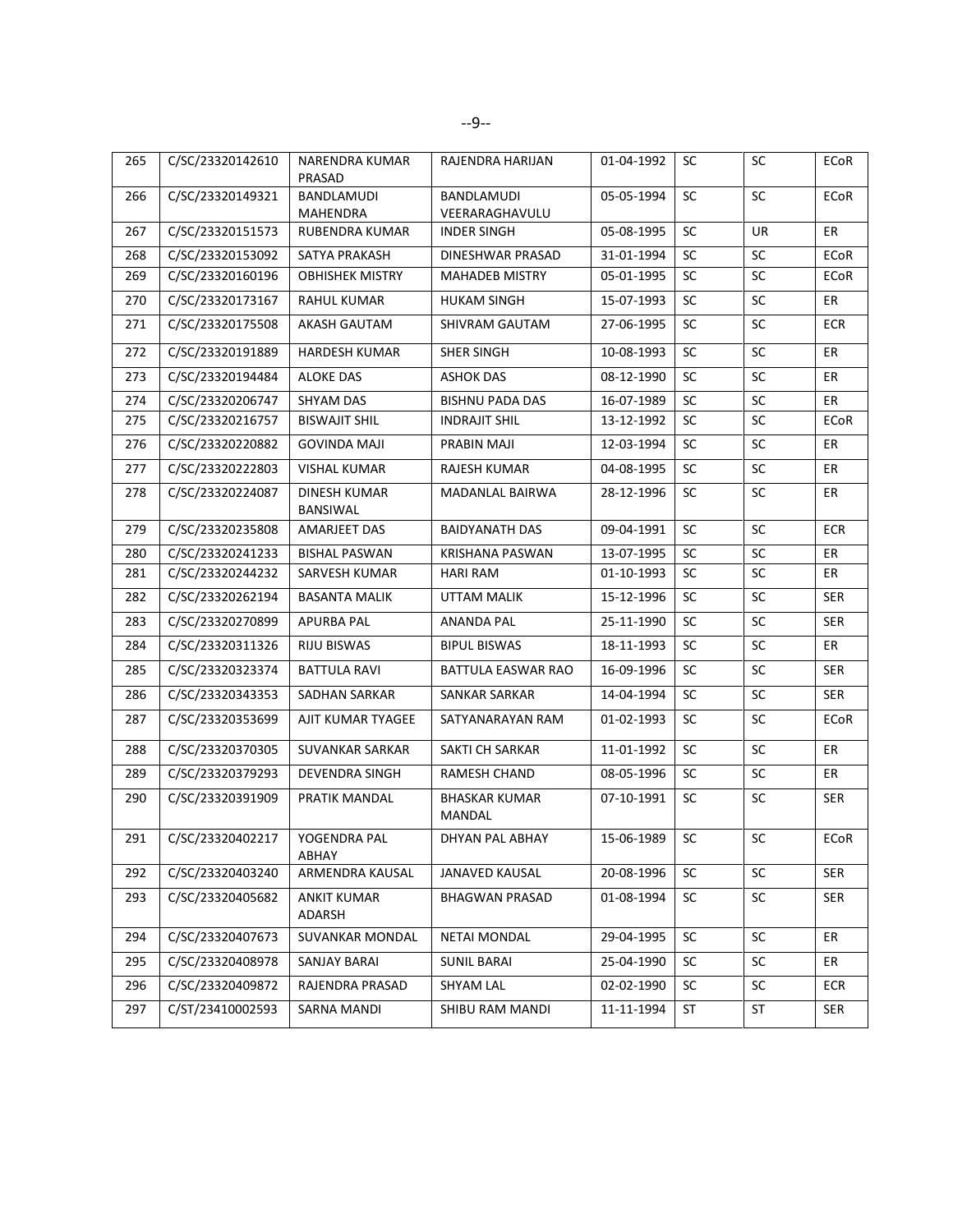| 265 | C/SC/23320142610 | NARENDRA KUMAR PRASAD | RAJENDRA HARIJAN | 01-04-1992 | SC | SC | ECoR |
|---|---|---|---|---|---|---|---|
| 266 | C/SC/23320149321 | BANDLAMUDI MAHENDRA | BANDLAMUDI VEERARAGHAVULU | 05-05-1994 | SC | SC | ECoR |
| 267 | C/SC/23320151573 | RUBENDRA KUMAR | INDER SINGH | 05-08-1995 | SC | UR | ER |
| 268 | C/SC/23320153092 | SATYA PRAKASH | DINESHWAR PRASAD | 31-01-1994 | SC | SC | ECoR |
| 269 | C/SC/23320160196 | OBHISHEK MISTRY | MAHADEB MISTRY | 05-01-1995 | SC | SC | ECoR |
| 270 | C/SC/23320173167 | RAHUL KUMAR | HUKAM SINGH | 15-07-1993 | SC | SC | ER |
| 271 | C/SC/23320175508 | AKASH GAUTAM | SHIVRAM GAUTAM | 27-06-1995 | SC | SC | ECR |
| 272 | C/SC/23320191889 | HARDESH KUMAR | SHER SINGH | 10-08-1993 | SC | SC | ER |
| 273 | C/SC/23320194484 | ALOKE DAS | ASHOK DAS | 08-12-1990 | SC | SC | ER |
| 274 | C/SC/23320206747 | SHYAM DAS | BISHNU PADA DAS | 16-07-1989 | SC | SC | ER |
| 275 | C/SC/23320216757 | BISWAJIT SHIL | INDRAJIT SHIL | 13-12-1992 | SC | SC | ECoR |
| 276 | C/SC/23320220882 | GOVINDA MAJI | PRABIN MAJI | 12-03-1994 | SC | SC | ER |
| 277 | C/SC/23320222803 | VISHAL KUMAR | RAJESH KUMAR | 04-08-1995 | SC | SC | ER |
| 278 | C/SC/23320224087 | DINESH KUMAR BANSIWAL | MADANLAL BAIRWA | 28-12-1996 | SC | SC | ER |
| 279 | C/SC/23320235808 | AMARJEET DAS | BAIDYANATH DAS | 09-04-1991 | SC | SC | ECR |
| 280 | C/SC/23320241233 | BISHAL PASWAN | KRISHANA PASWAN | 13-07-1995 | SC | SC | ER |
| 281 | C/SC/23320244232 | SARVESH KUMAR | HARI RAM | 01-10-1993 | SC | SC | ER |
| 282 | C/SC/23320262194 | BASANTA MALIK | UTTAM MALIK | 15-12-1996 | SC | SC | SER |
| 283 | C/SC/23320270899 | APURBA PAL | ANANDA PAL | 25-11-1990 | SC | SC | SER |
| 284 | C/SC/23320311326 | RIJU BISWAS | BIPUL BISWAS | 18-11-1993 | SC | SC | ER |
| 285 | C/SC/23320323374 | BATTULA RAVI | BATTULA EASWAR RAO | 16-09-1996 | SC | SC | SER |
| 286 | C/SC/23320343353 | SADHAN SARKAR | SANKAR SARKAR | 14-04-1994 | SC | SC | SER |
| 287 | C/SC/23320353699 | AJIT KUMAR TYAGEE | SATYANARAYAN RAM | 01-02-1993 | SC | SC | ECoR |
| 288 | C/SC/23320370305 | SUVANKAR SARKAR | SAKTI CH SARKAR | 11-01-1992 | SC | SC | ER |
| 289 | C/SC/23320379293 | DEVENDRA SINGH | RAMESH CHAND | 08-05-1996 | SC | SC | ER |
| 290 | C/SC/23320391909 | PRATIK MANDAL | BHASKAR KUMAR MANDAL | 07-10-1991 | SC | SC | SER |
| 291 | C/SC/23320402217 | YOGENDRA PAL ABHAY | DHYAN PAL ABHAY | 15-06-1989 | SC | SC | ECoR |
| 292 | C/SC/23320403240 | ARMENDRA KAUSAL | JANAVED KAUSAL | 20-08-1996 | SC | SC | SER |
| 293 | C/SC/23320405682 | ANKIT KUMAR ADARSH | BHAGWAN PRASAD | 01-08-1994 | SC | SC | SER |
| 294 | C/SC/23320407673 | SUVANKAR MONDAL | NETAI MONDAL | 29-04-1995 | SC | SC | ER |
| 295 | C/SC/23320408978 | SANJAY BARAI | SUNIL BARAI | 25-04-1990 | SC | SC | ER |
| 296 | C/SC/23320409872 | RAJENDRA PRASAD | SHYAM LAL | 02-02-1990 | SC | SC | ECR |
| 297 | C/ST/23410002593 | SARNA MANDI | SHIBU RAM MANDI | 11-11-1994 | ST | ST | SER |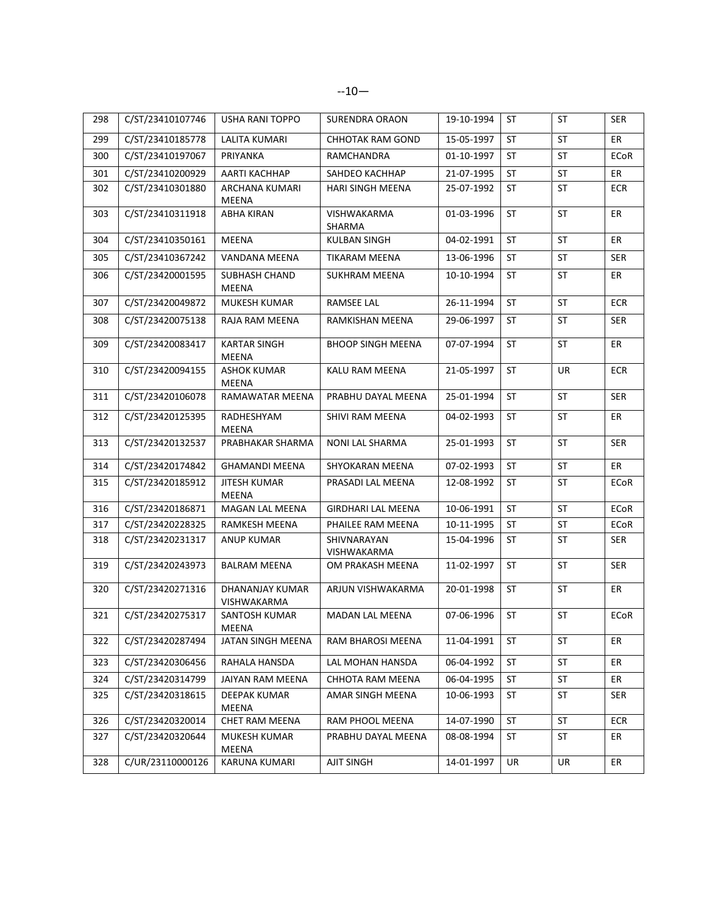| 298 | C/ST/23410107746 | USHA RANI TOPPO | SURENDRA ORAON | 19-10-1994 | ST | ST | SER |
|---|---|---|---|---|---|---|---|
| 299 | C/ST/23410185778 | LALITA KUMARI | CHHOTAK RAM GOND | 15-05-1997 | ST | ST | ER |
| 300 | C/ST/23410197067 | PRIYANKA | RAMCHANDRA | 01-10-1997 | ST | ST | ECoR |
| 301 | C/ST/23410200929 | AARTI KACHHAP | SAHDEO KACHHAP | 21-07-1995 | ST | ST | ER |
| 302 | C/ST/23410301880 | ARCHANA KUMARI MEENA | HARI SINGH MEENA | 25-07-1992 | ST | ST | ECR |
| 303 | C/ST/23410311918 | ABHA KIRAN | VISHWAKARMA SHARMA | 01-03-1996 | ST | ST | ER |
| 304 | C/ST/23410350161 | MEENA | KULBAN SINGH | 04-02-1991 | ST | ST | ER |
| 305 | C/ST/23410367242 | VANDANA MEENA | TIKARAM MEENA | 13-06-1996 | ST | ST | SER |
| 306 | C/ST/23420001595 | SUBHASH CHAND MEENA | SUKHRAM MEENA | 10-10-1994 | ST | ST | ER |
| 307 | C/ST/23420049872 | MUKESH KUMAR | RAMSEE LAL | 26-11-1994 | ST | ST | ECR |
| 308 | C/ST/23420075138 | RAJA RAM MEENA | RAMKISHAN MEENA | 29-06-1997 | ST | ST | SER |
| 309 | C/ST/23420083417 | KARTAR SINGH MEENA | BHOOP SINGH MEENA | 07-07-1994 | ST | ST | ER |
| 310 | C/ST/23420094155 | ASHOK KUMAR MEENA | KALU RAM MEENA | 21-05-1997 | ST | UR | ECR |
| 311 | C/ST/23420106078 | RAMAWATAR MEENA | PRABHU DAYAL MEENA | 25-01-1994 | ST | ST | SER |
| 312 | C/ST/23420125395 | RADHESHYAM MEENA | SHIVI RAM MEENA | 04-02-1993 | ST | ST | ER |
| 313 | C/ST/23420132537 | PRABHAKAR SHARMA | NONI LAL SHARMA | 25-01-1993 | ST | ST | SER |
| 314 | C/ST/23420174842 | GHAMANDI MEENA | SHYOKARAN MEENA | 07-02-1993 | ST | ST | ER |
| 315 | C/ST/23420185912 | JITESH KUMAR MEENA | PRASADI LAL MEENA | 12-08-1992 | ST | ST | ECoR |
| 316 | C/ST/23420186871 | MAGAN LAL MEENA | GIRDHARI LAL MEENA | 10-06-1991 | ST | ST | ECoR |
| 317 | C/ST/23420228325 | RAMKESH MEENA | PHAILEE RAM MEENA | 10-11-1995 | ST | ST | ECoR |
| 318 | C/ST/23420231317 | ANUP KUMAR | SHIVNARAYAN VISHWAKARMA | 15-04-1996 | ST | ST | SER |
| 319 | C/ST/23420243973 | BALRAM MEENA | OM PRAKASH MEENA | 11-02-1997 | ST | ST | SER |
| 320 | C/ST/23420271316 | DHANANJAY KUMAR VISHWAKARMA | ARJUN VISHWAKARMA | 20-01-1998 | ST | ST | ER |
| 321 | C/ST/23420275317 | SANTOSH KUMAR MEENA | MADAN LAL MEENA | 07-06-1996 | ST | ST | ECoR |
| 322 | C/ST/23420287494 | JATAN SINGH MEENA | RAM BHAROSI MEENA | 11-04-1991 | ST | ST | ER |
| 323 | C/ST/23420306456 | RAHALA HANSDA | LAL MOHAN HANSDA | 06-04-1992 | ST | ST | ER |
| 324 | C/ST/23420314799 | JAIYAN RAM MEENA | CHHOTA RAM MEENA | 06-04-1995 | ST | ST | ER |
| 325 | C/ST/23420318615 | DEEPAK KUMAR MEENA | AMAR SINGH MEENA | 10-06-1993 | ST | ST | SER |
| 326 | C/ST/23420320014 | CHET RAM MEENA | RAM PHOOL MEENA | 14-07-1990 | ST | ST | ECR |
| 327 | C/ST/23420320644 | MUKESH KUMAR MEENA | PRABHU DAYAL MEENA | 08-08-1994 | ST | ST | ER |
| 328 | C/UR/23110000126 | KARUNA KUMARI | AJIT SINGH | 14-01-1997 | UR | UR | ER |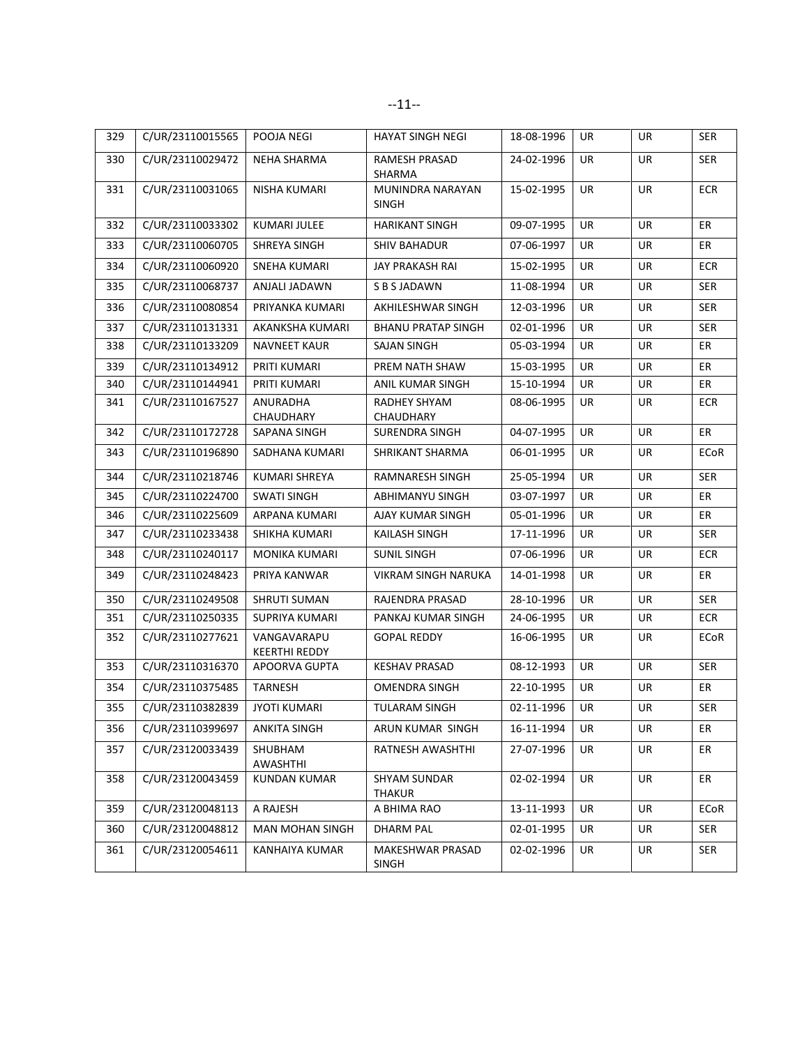| 329 | C/UR/23110015565 | POOJA NEGI | HAYAT SINGH NEGI | 18-08-1996 | UR | UR | SER |
|---|---|---|---|---|---|---|---|
| 330 | C/UR/23110029472 | NEHA SHARMA | RAMESH PRASAD SHARMA | 24-02-1996 | UR | UR | SER |
| 331 | C/UR/23110031065 | NISHA KUMARI | MUNINDRA NARAYAN SINGH | 15-02-1995 | UR | UR | ECR |
| 332 | C/UR/23110033302 | KUMARI JULEE | HARIKANT SINGH | 09-07-1995 | UR | UR | ER |
| 333 | C/UR/23110060705 | SHREYA SINGH | SHIV BAHADUR | 07-06-1997 | UR | UR | ER |
| 334 | C/UR/23110060920 | SNEHA KUMARI | JAY PRAKASH RAI | 15-02-1995 | UR | UR | ECR |
| 335 | C/UR/23110068737 | ANJALI JADAWN | S B S JADAWN | 11-08-1994 | UR | UR | SER |
| 336 | C/UR/23110080854 | PRIYANKA KUMARI | AKHILESHWAR SINGH | 12-03-1996 | UR | UR | SER |
| 337 | C/UR/23110131331 | AKANKSHA KUMARI | BHANU PRATAP SINGH | 02-01-1996 | UR | UR | SER |
| 338 | C/UR/23110133209 | NAVNEET KAUR | SAJAN SINGH | 05-03-1994 | UR | UR | ER |
| 339 | C/UR/23110134912 | PRITI KUMARI | PREM NATH SHAW | 15-03-1995 | UR | UR | ER |
| 340 | C/UR/23110144941 | PRITI KUMARI | ANIL KUMAR SINGH | 15-10-1994 | UR | UR | ER |
| 341 | C/UR/23110167527 | ANURADHA CHAUDHARY | RADHEY SHYAM CHAUDHARY | 08-06-1995 | UR | UR | ECR |
| 342 | C/UR/23110172728 | SAPANA SINGH | SURENDRA SINGH | 04-07-1995 | UR | UR | ER |
| 343 | C/UR/23110196890 | SADHANA KUMARI | SHRIKANT SHARMA | 06-01-1995 | UR | UR | ECoR |
| 344 | C/UR/23110218746 | KUMARI SHREYA | RAMNARESH SINGH | 25-05-1994 | UR | UR | SER |
| 345 | C/UR/23110224700 | SWATI SINGH | ABHIMANYU SINGH | 03-07-1997 | UR | UR | ER |
| 346 | C/UR/23110225609 | ARPANA KUMARI | AJAY KUMAR SINGH | 05-01-1996 | UR | UR | ER |
| 347 | C/UR/23110233438 | SHIKHA KUMARI | KAILASH SINGH | 17-11-1996 | UR | UR | SER |
| 348 | C/UR/23110240117 | MONIKA KUMARI | SUNIL SINGH | 07-06-1996 | UR | UR | ECR |
| 349 | C/UR/23110248423 | PRIYA KANWAR | VIKRAM SINGH NARUKA | 14-01-1998 | UR | UR | ER |
| 350 | C/UR/23110249508 | SHRUTI SUMAN | RAJENDRA PRASAD | 28-10-1996 | UR | UR | SER |
| 351 | C/UR/23110250335 | SUPRIYA KUMARI | PANKAJ KUMAR SINGH | 24-06-1995 | UR | UR | ECR |
| 352 | C/UR/23110277621 | VANGAVARAPU KEERTHI REDDY | GOPAL REDDY | 16-06-1995 | UR | UR | ECoR |
| 353 | C/UR/23110316370 | APOORVA GUPTA | KESHAV PRASAD | 08-12-1993 | UR | UR | SER |
| 354 | C/UR/23110375485 | TARNESH | OMENDRA SINGH | 22-10-1995 | UR | UR | ER |
| 355 | C/UR/23110382839 | JYOTI KUMARI | TULARAM SINGH | 02-11-1996 | UR | UR | SER |
| 356 | C/UR/23110399697 | ANKITA SINGH | ARUN KUMAR SINGH | 16-11-1994 | UR | UR | ER |
| 357 | C/UR/23120033439 | SHUBHAM AWASHTHI | RATNESH AWASHTHI | 27-07-1996 | UR | UR | ER |
| 358 | C/UR/23120043459 | KUNDAN KUMAR | SHYAM SUNDAR THAKUR | 02-02-1994 | UR | UR | ER |
| 359 | C/UR/23120048113 | A RAJESH | A BHIMA RAO | 13-11-1993 | UR | UR | ECoR |
| 360 | C/UR/23120048812 | MAN MOHAN SINGH | DHARM PAL | 02-01-1995 | UR | UR | SER |
| 361 | C/UR/23120054611 | KANHAIYA KUMAR | MAKESHWAR PRASAD SINGH | 02-02-1996 | UR | UR | SER |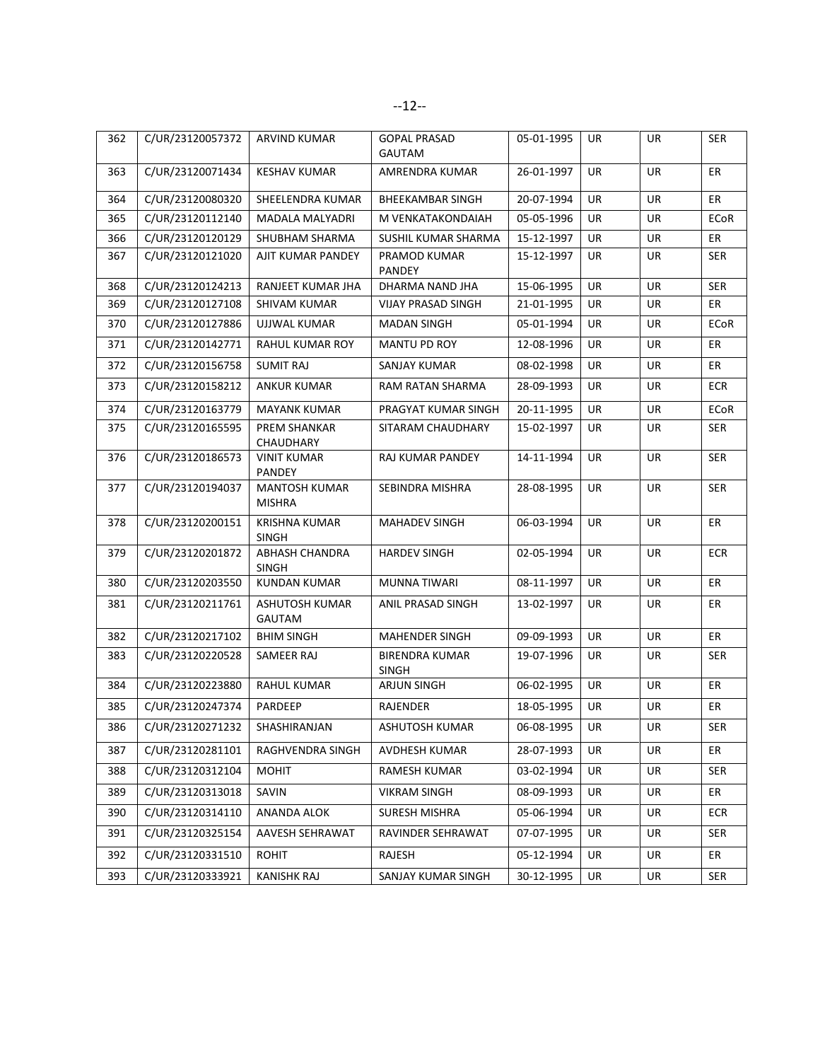| 362 | C/UR/23120057372 | ARVIND KUMAR | GOPAL PRASAD GAUTAM | 05-01-1995 | UR | UR | SER |
|---|---|---|---|---|---|---|---|
| 363 | C/UR/23120071434 | KESHAV KUMAR | AMRENDRA KUMAR | 26-01-1997 | UR | UR | ER |
| 364 | C/UR/23120080320 | SHEELENDRA KUMAR | BHEEKAMBAR SINGH | 20-07-1994 | UR | UR | ER |
| 365 | C/UR/23120112140 | MADALA MALYADRI | M VENKATAKONDAIAH | 05-05-1996 | UR | UR | ECoR |
| 366 | C/UR/23120120129 | SHUBHAM SHARMA | SUSHIL KUMAR SHARMA | 15-12-1997 | UR | UR | ER |
| 367 | C/UR/23120121020 | AJIT KUMAR PANDEY | PRAMOD KUMAR PANDEY | 15-12-1997 | UR | UR | SER |
| 368 | C/UR/23120124213 | RANJEET KUMAR JHA | DHARMA NAND JHA | 15-06-1995 | UR | UR | SER |
| 369 | C/UR/23120127108 | SHIVAM KUMAR | VIJAY PRASAD SINGH | 21-01-1995 | UR | UR | ER |
| 370 | C/UR/23120127886 | UJJWAL KUMAR | MADAN SINGH | 05-01-1994 | UR | UR | ECoR |
| 371 | C/UR/23120142771 | RAHUL KUMAR ROY | MANTU PD ROY | 12-08-1996 | UR | UR | ER |
| 372 | C/UR/23120156758 | SUMIT RAJ | SANJAY KUMAR | 08-02-1998 | UR | UR | ER |
| 373 | C/UR/23120158212 | ANKUR KUMAR | RAM RATAN SHARMA | 28-09-1993 | UR | UR | ECR |
| 374 | C/UR/23120163779 | MAYANK KUMAR | PRAGYAT KUMAR SINGH | 20-11-1995 | UR | UR | ECoR |
| 375 | C/UR/23120165595 | PREM SHANKAR CHAUDHARY | SITARAM CHAUDHARY | 15-02-1997 | UR | UR | SER |
| 376 | C/UR/23120186573 | VINIT KUMAR PANDEY | RAJ KUMAR PANDEY | 14-11-1994 | UR | UR | SER |
| 377 | C/UR/23120194037 | MANTOSH KUMAR MISHRA | SEBINDRA MISHRA | 28-08-1995 | UR | UR | SER |
| 378 | C/UR/23120200151 | KRISHNA KUMAR SINGH | MAHADEV SINGH | 06-03-1994 | UR | UR | ER |
| 379 | C/UR/23120201872 | ABHASH CHANDRA SINGH | HARDEV SINGH | 02-05-1994 | UR | UR | ECR |
| 380 | C/UR/23120203550 | KUNDAN KUMAR | MUNNA TIWARI | 08-11-1997 | UR | UR | ER |
| 381 | C/UR/23120211761 | ASHUTOSH KUMAR GAUTAM | ANIL PRASAD SINGH | 13-02-1997 | UR | UR | ER |
| 382 | C/UR/23120217102 | BHIM SINGH | MAHENDER SINGH | 09-09-1993 | UR | UR | ER |
| 383 | C/UR/23120220528 | SAMEER RAJ | BIRENDRA KUMAR SINGH | 19-07-1996 | UR | UR | SER |
| 384 | C/UR/23120223880 | RAHUL KUMAR | ARJUN SINGH | 06-02-1995 | UR | UR | ER |
| 385 | C/UR/23120247374 | PARDEEP | RAJENDER | 18-05-1995 | UR | UR | ER |
| 386 | C/UR/23120271232 | SHASHIRANJAN | ASHUTOSH KUMAR | 06-08-1995 | UR | UR | SER |
| 387 | C/UR/23120281101 | RAGHVENDRA SINGH | AVDHESH KUMAR | 28-07-1993 | UR | UR | ER |
| 388 | C/UR/23120312104 | MOHIT | RAMESH KUMAR | 03-02-1994 | UR | UR | SER |
| 389 | C/UR/23120313018 | SAVIN | VIKRAM SINGH | 08-09-1993 | UR | UR | ER |
| 390 | C/UR/23120314110 | ANANDA ALOK | SURESH MISHRA | 05-06-1994 | UR | UR | ECR |
| 391 | C/UR/23120325154 | AAVESH SEHRAWAT | RAVINDER SEHRAWAT | 07-07-1995 | UR | UR | SER |
| 392 | C/UR/23120331510 | ROHIT | RAJESH | 05-12-1994 | UR | UR | ER |
| 393 | C/UR/23120333921 | KANISHK RAJ | SANJAY KUMAR SINGH | 30-12-1995 | UR | UR | SER |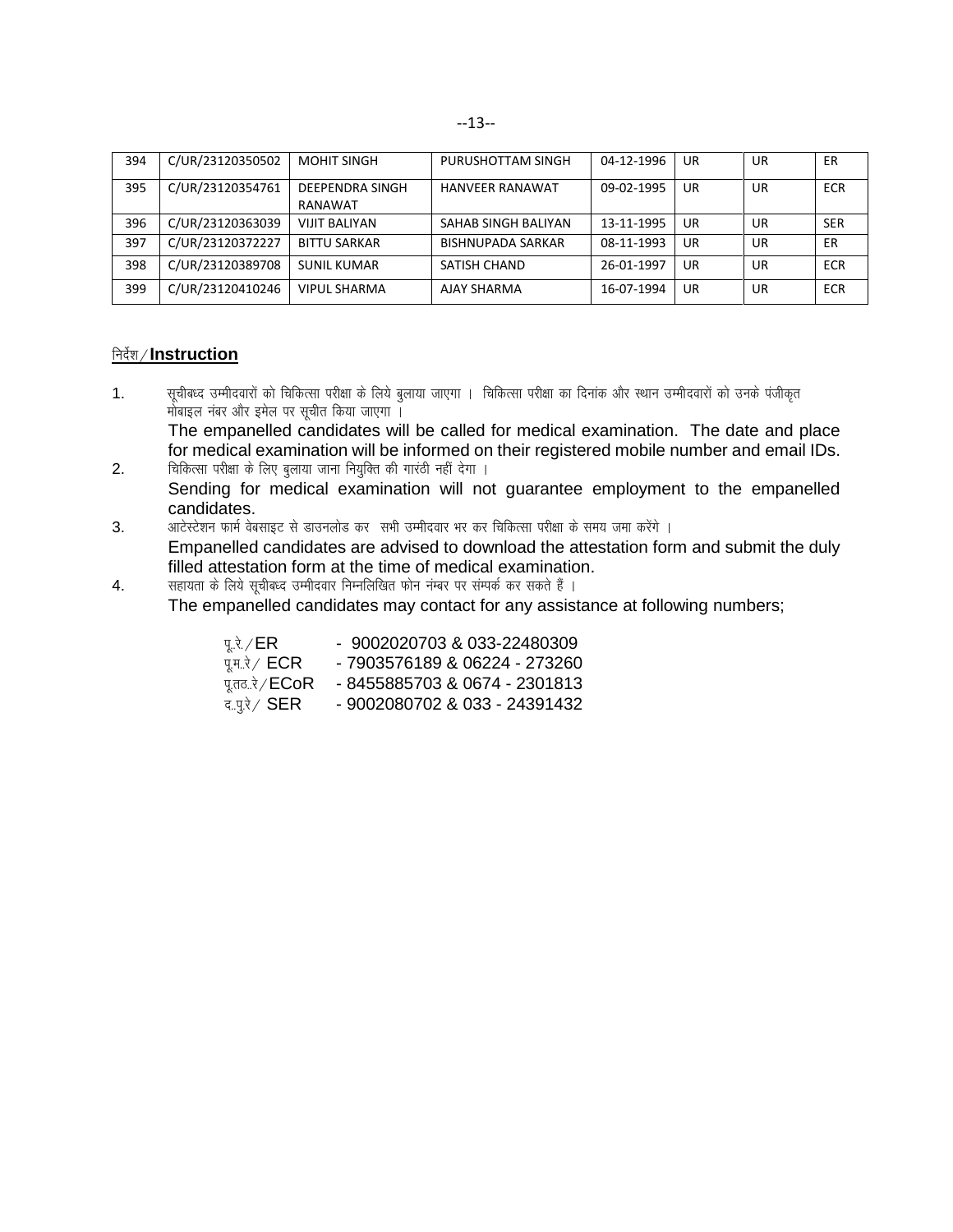| | | | | | | | |
|---|---|---|---|---|---|---|---|
| 394 | C/UR/23120350502 | MOHIT SINGH | PURUSHOTTAM SINGH | 04-12-1996 | UR | UR | ER |
| 395 | C/UR/23120354761 | DEEPENDRA SINGH RANAWAT | HANVEER RANAWAT | 09-02-1995 | UR | UR | ECR |
| 396 | C/UR/23120363039 | VIJIT BALIYAN | SAHAB SINGH BALIYAN | 13-11-1995 | UR | UR | SER |
| 397 | C/UR/23120372227 | BITTU SARKAR | BISHNUPADA SARKAR | 08-11-1993 | UR | UR | ER |
| 398 | C/UR/23120389708 | SUNIL KUMAR | SATISH CHAND | 26-01-1997 | UR | UR | ECR |
| 399 | C/UR/23120410246 | VIPUL SHARMA | AJAY SHARMA | 16-07-1994 | UR | UR | ECR |

## निर्देश/**Instruction**

1. सूचीबध्द उम्मीदवारों को चिकित्सा परीक्षा के लिये बुलाया जाएगा। चिकित्सा परीक्षा का दिनांक और स्थान उम्मीदवारों को उनके पंजीकृत मोबाइल नंबर और इमेल पर सूचीत किया जाएगा।

   The empanelled candidates will be called for medical examination. The date and place for medical examination will be informed on their registered mobile number and email IDs.

2. चिकित्सा परीक्षा के लिए बुलाया जाना नियुक्ति की गारंठी नहीं देगा।

   Sending for medical examination will not guarantee employment to the empanelled candidates.

3. आटेस्टेशन फार्म वेबसाइट से डाउनलोड कर सभी उम्मीदवार भर कर चिकित्सा परीक्षा के समय जमा करेंगे।

   Empanelled candidates are advised to download the attestation form and submit the duly filled attestation form at the time of medical examination.

4. सहायता के लिये सूचीबध्द उम्मीदवार निम्नलिखित फोन नंम्बर पर संम्पर्क कर सकते हैं।

   The empanelled candidates may contact for any assistance at following numbers;

   पू.रे./ER - 9002020703 & 033-22480309
   पू.म..रे/ ECR - 7903576189 & 06224 - 273260
   पू.तठ..रे/ECoR - 8455885703 & 0674 - 2301813
   द..पु.रे/ SER - 9002080702 & 033 - 24391432